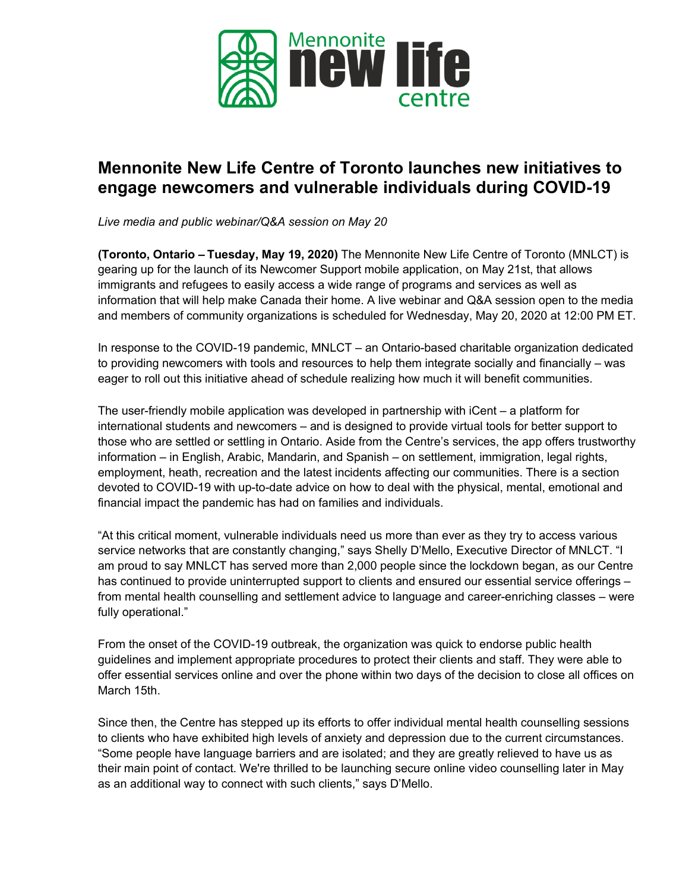# Mennonite New Life Centre of Toronto launches new initiatives to engage newcomers and vulnerable individuals during COVID-19

*Live media and public webinar/Q&A session on May 20*

**(Toronto, Ontario – Tuesday, May 19, 2020)** The Mennonite New Life Centre of Toronto (MNLCT) is gearing up for the launch of its Newcomer Support mobile application, on May 21st, that allows immigrants and refugees to easily access a wide range of programs and services as well as information that will help make Canada their home. A live webinar and Q&A session open to the media and members of community organizations is scheduled for Wednesday, May 20, 2020 at 12:00 PM ET.

In response to the COVID-19 pandemic, MNLCT – an Ontario-based charitable organization dedicated to providing newcomers with tools and resources to help them integrate socially and financially – was eager to roll out this initiative ahead of schedule realizing how much it will benefit communities.

The user-friendly mobile application was developed in partnership with iCent – a platform for international students and newcomers – and is designed to provide virtual tools for better support to those who are settled or settling in Ontario. Aside from the Centre's services, the app offers trustworthy information – in English, Arabic, Mandarin, and Spanish – on settlement, immigration, legal rights, employment, heath, recreation and the latest incidents affecting our communities. There is a section devoted to COVID-19 with up-to-date advice on how to deal with the physical, mental, emotional and financial impact the pandemic has had on families and individuals.

"At this critical moment, vulnerable individuals need us more than ever as they try to access various service networks that are constantly changing," says Shelly D'Mello, Executive Director of MNLCT. "I am proud to say MNLCT has served more than 2,000 people since the lockdown began, as our Centre has continued to provide uninterrupted support to clients and ensured our essential service offerings – from mental health counselling and settlement advice to language and career-enriching classes – were fully operational."

From the onset of the COVID-19 outbreak, the organization was quick to endorse public health guidelines and implement appropriate procedures to protect their clients and staff. They were able to offer essential services online and over the phone within two days of the decision to close all offices on March 15th.

Since then, the Centre has stepped up its efforts to offer individual mental health counselling sessions to clients who have exhibited high levels of anxiety and depression due to the current circumstances. "Some people have language barriers and are isolated; and they are greatly relieved to have us as their main point of contact. We're thrilled to be launching secure online video counselling later in May as an additional way to connect with such clients," says D'Mello.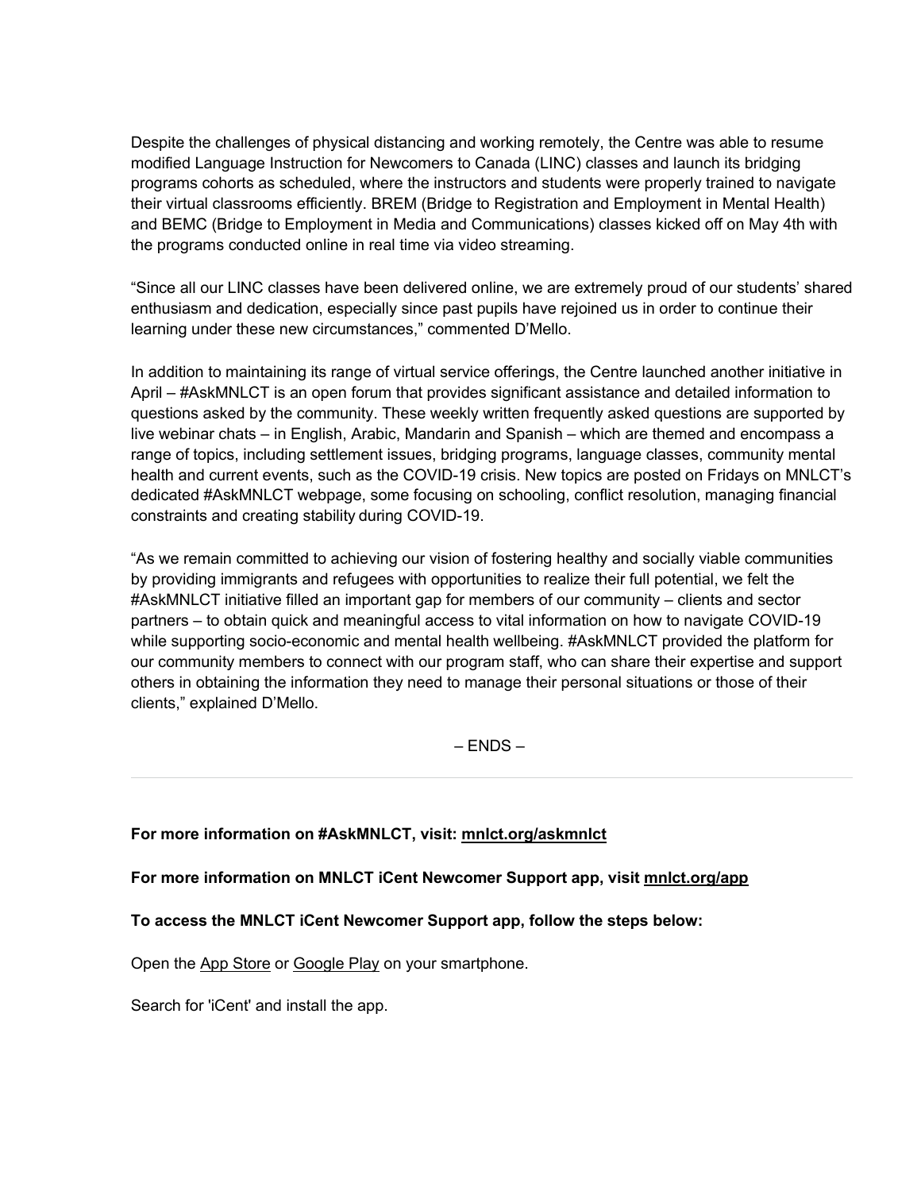Despite the challenges of physical distancing and working remotely, the Centre was able to resume modified Language Instruction for Newcomers to Canada (LINC) classes and launch its bridging programs cohorts as scheduled, where the instructors and students were properly trained to navigate their virtual classrooms efficiently. BREM (Bridge to Registration and Employment in Mental Health) and BEMC (Bridge to Employment in Media and Communications) classes kicked off on May 4th with the programs conducted online in real time via video streaming.

"Since all our LINC classes have been delivered online, we are extremely proud of our students' shared enthusiasm and dedication, especially since past pupils have rejoined us in order to continue their learning under these new circumstances," commented D'Mello.

In addition to maintaining its range of virtual service offerings, the Centre launched another initiative in April – #AskMNLCT is an open forum that provides significant assistance and detailed information to questions asked by the community. These weekly written frequently asked questions are supported by live webinar chats – in English, Arabic, Mandarin and Spanish – which are themed and encompass a range of topics, including settlement issues, bridging programs, language classes, community mental health and current events, such as the COVID-19 crisis. New topics are posted on Fridays on MNLCT's dedicated #AskMNLCT webpage, some focusing on schooling, conflict resolution, managing financial constraints and creating stability during COVID-19.

"As we remain committed to achieving our vision of fostering healthy and socially viable communities by providing immigrants and refugees with opportunities to realize their full potential, we felt the #AskMNLCT initiative filled an important gap for members of our community – clients and sector partners – to obtain quick and meaningful access to vital information on how to navigate COVID-19 while supporting socio-economic and mental health wellbeing. #AskMNLCT provided the platform for our community members to connect with our program staff, who can share their expertise and support others in obtaining the information they need to manage their personal situations or those of their clients," explained D'Mello.

– ENDS –

---

**For more information on #AskMNLCT, visit: mnlct.org/askmnlct**

**For more information on MNLCT iCent Newcomer Support app, visit mnlct.org/app**

**To access the MNLCT iCent Newcomer Support app, follow the steps below:**

Open the App Store or Google Play on your smartphone.

Search for 'iCent' and install the app.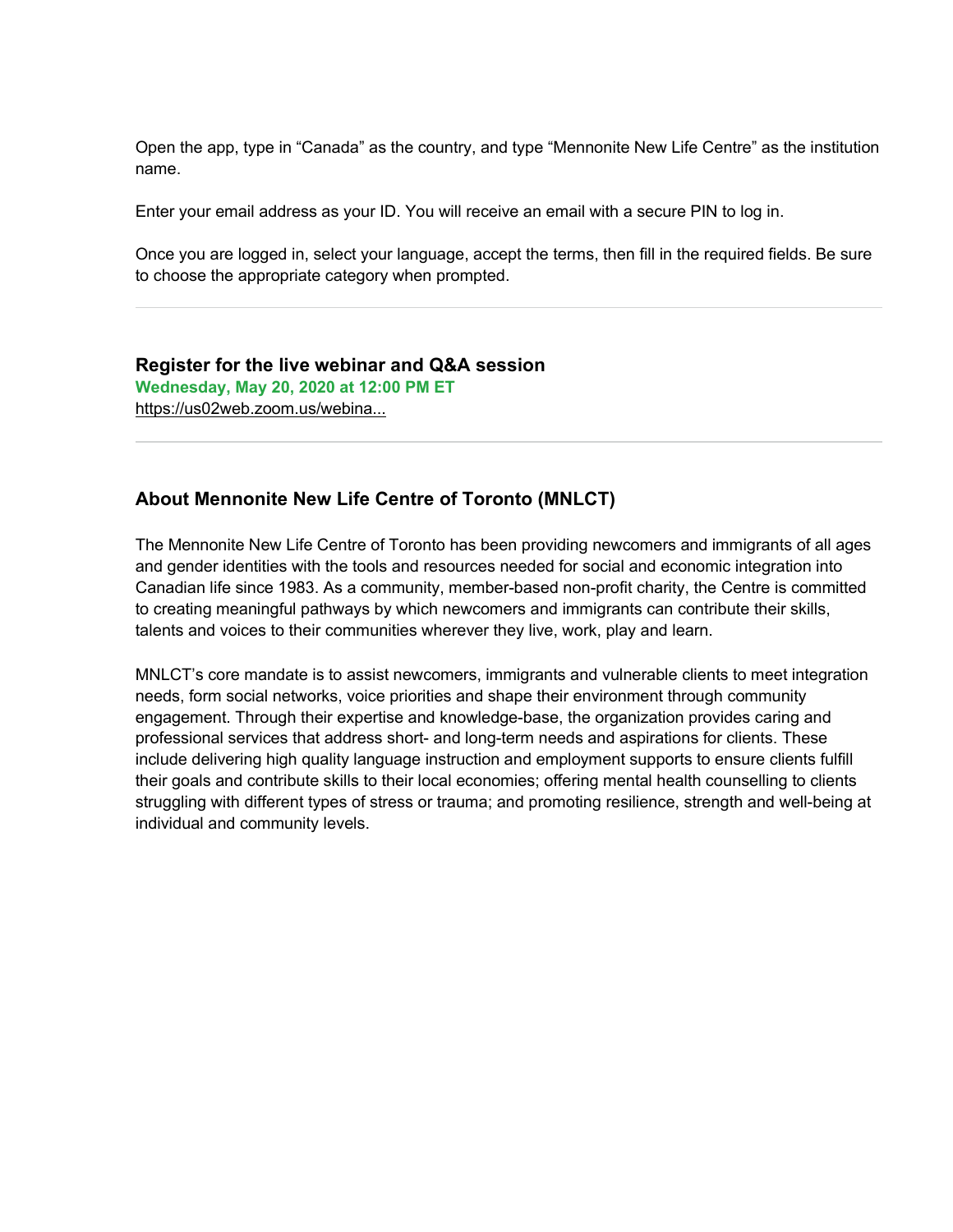Open the app, type in “Canada” as the country, and type “Mennonite New Life Centre” as the institution name.

Enter your email address as your ID. You will receive an email with a secure PIN to log in.

Once you are logged in, select your language, accept the terms, then fill in the required fields. Be sure to choose the appropriate category when prompted.

---

### Register for the live webinar and Q&A session

**Wednesday, May 20, 2020 at 12:00 PM ET**
https://us02web.zoom.us/webina...

---

### About Mennonite New Life Centre of Toronto (MNLCT)

The Mennonite New Life Centre of Toronto has been providing newcomers and immigrants of all ages and gender identities with the tools and resources needed for social and economic integration into Canadian life since 1983. As a community, member-based non-profit charity, the Centre is committed to creating meaningful pathways by which newcomers and immigrants can contribute their skills, talents and voices to their communities wherever they live, work, play and learn.

MNLCT’s core mandate is to assist newcomers, immigrants and vulnerable clients to meet integration needs, form social networks, voice priorities and shape their environment through community engagement. Through their expertise and knowledge-base, the organization provides caring and professional services that address short- and long-term needs and aspirations for clients. These include delivering high quality language instruction and employment supports to ensure clients fulfill their goals and contribute skills to their local economies; offering mental health counselling to clients struggling with different types of stress or trauma; and promoting resilience, strength and well-being at individual and community levels.